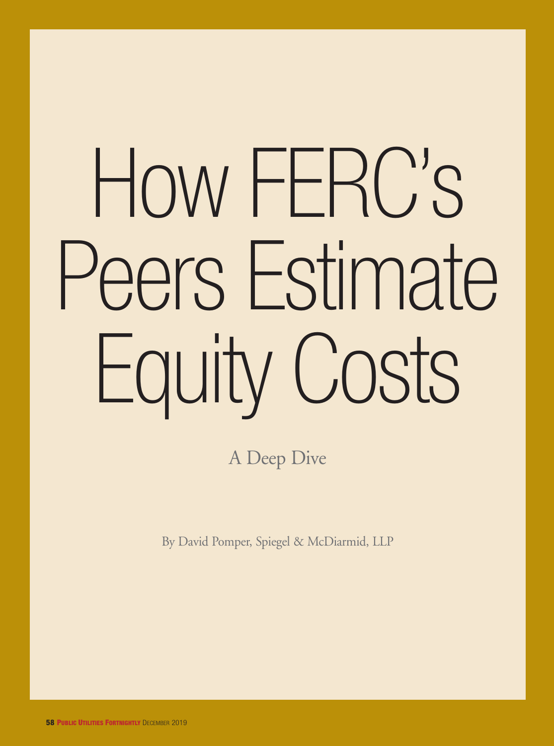# How FERC's Peers Estimate Equity Costs

## A Deep Dive

By David Pomper, Spiegel & McDiarmid, LLP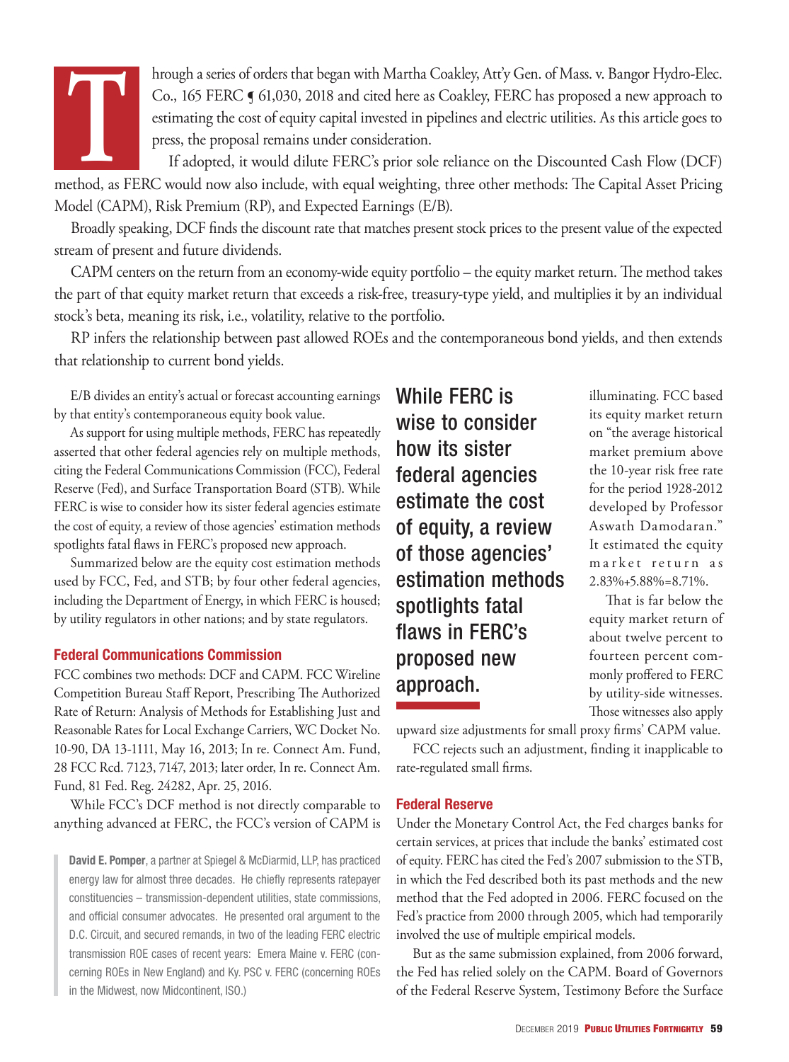Through a series of orders that began with Martha Coakley, Att'y Gen. of Mass. v. Bangor Hydro-Elec. Co., 165 FERC ¶ 61,030, 2018 and cited here as Coakley, FERC has proposed a new approach to estimating the cost of equity capital invested in pipelines and electric utilities. As this article goes to press, the proposal remains under consideration.

If adopted, it would dilute FERC's prior sole reliance on the Discounted Cash Flow (DCF) method, as FERC would now also include, with equal weighting, three other methods: The Capital Asset Pricing Model (CAPM), Risk Premium (RP), and Expected Earnings (E/B).

Broadly speaking, DCF finds the discount rate that matches present stock prices to the present value of the expected stream of present and future dividends.

CAPM centers on the return from an economy-wide equity portfolio – the equity market return. The method takes the part of that equity market return that exceeds a risk-free, treasury-type yield, and multiplies it by an individual stock's beta, meaning its risk, i.e., volatility, relative to the portfolio.

RP infers the relationship between past allowed ROEs and the contemporaneous bond yields, and then extends that relationship to current bond yields.

E/B divides an entity's actual or forecast accounting earnings by that entity's contemporaneous equity book value.

As support for using multiple methods, FERC has repeatedly asserted that other federal agencies rely on multiple methods, citing the Federal Communications Commission (FCC), Federal Reserve (Fed), and Surface Transportation Board (STB). While FERC is wise to consider how its sister federal agencies estimate the cost of equity, a review of those agencies' estimation methods spotlights fatal flaws in FERC's proposed new approach.

Summarized below are the equity cost estimation methods used by FCC, Fed, and STB; by four other federal agencies, including the Department of Energy, in which FERC is housed; by utility regulators in other nations; and by state regulators.

## Federal Communications Commission

FCC combines two methods: DCF and CAPM. FCC Wireline Competition Bureau Staff Report, Prescribing The Authorized Rate of Return: Analysis of Methods for Establishing Just and Reasonable Rates for Local Exchange Carriers, WC Docket No. 10-90, DA 13-1111, May 16, 2013; In re. Connect Am. Fund, 28 FCC Rcd. 7123, 7147, 2013; later order, In re. Connect Am. Fund, 81 Fed. Reg. 24282, Apr. 25, 2016.

While FCC's DCF method is not directly comparable to anything advanced at FERC, the FCC's version of CAPM is illuminating. FCC based its equity market return on "the average historical market premium above the 10-year risk free rate for the period 1928-2012 developed by Professor Aswath Damodaran." It estimated the equity market return as 2.83%+5.88%=8.71%.

That is far below the equity market return of about twelve percent to fourteen percent commonly proffered to FERC by utility-side witnesses. Those witnesses also apply upward size adjustments for small proxy firms' CAPM value.

FCC rejects such an adjustment, finding it inapplicable to rate-regulated small firms.

> While FERC is wise to consider how its sister federal agencies estimate the cost of equity, a review of those agencies' estimation methods spotlights fatal flaws in FERC's proposed new approach.

## Federal Reserve

Under the Monetary Control Act, the Fed charges banks for certain services, at prices that include the banks' estimated cost of equity. FERC has cited the Fed's 2007 submission to the STB, in which the Fed described both its past methods and the new method that the Fed adopted in 2006. FERC focused on the Fed's practice from 2000 through 2005, which had temporarily involved the use of multiple empirical models.

But as the same submission explained, from 2006 forward, the Fed has relied solely on the CAPM. Board of Governors of the Federal Reserve System, Testimony Before the Surface

**David E. Pomper**, a partner at Spiegel & McDiarmid, LLP, has practiced energy law for almost three decades. He chiefly represents ratepayer constituencies – transmission-dependent utilities, state commissions, and official consumer advocates. He presented oral argument to the D.C. Circuit, and secured remands, in two of the leading FERC electric transmission ROE cases of recent years: Emera Maine v. FERC (concerning ROEs in New England) and Ky. PSC v. FERC (concerning ROEs in the Midwest, now Midcontinent, ISO.)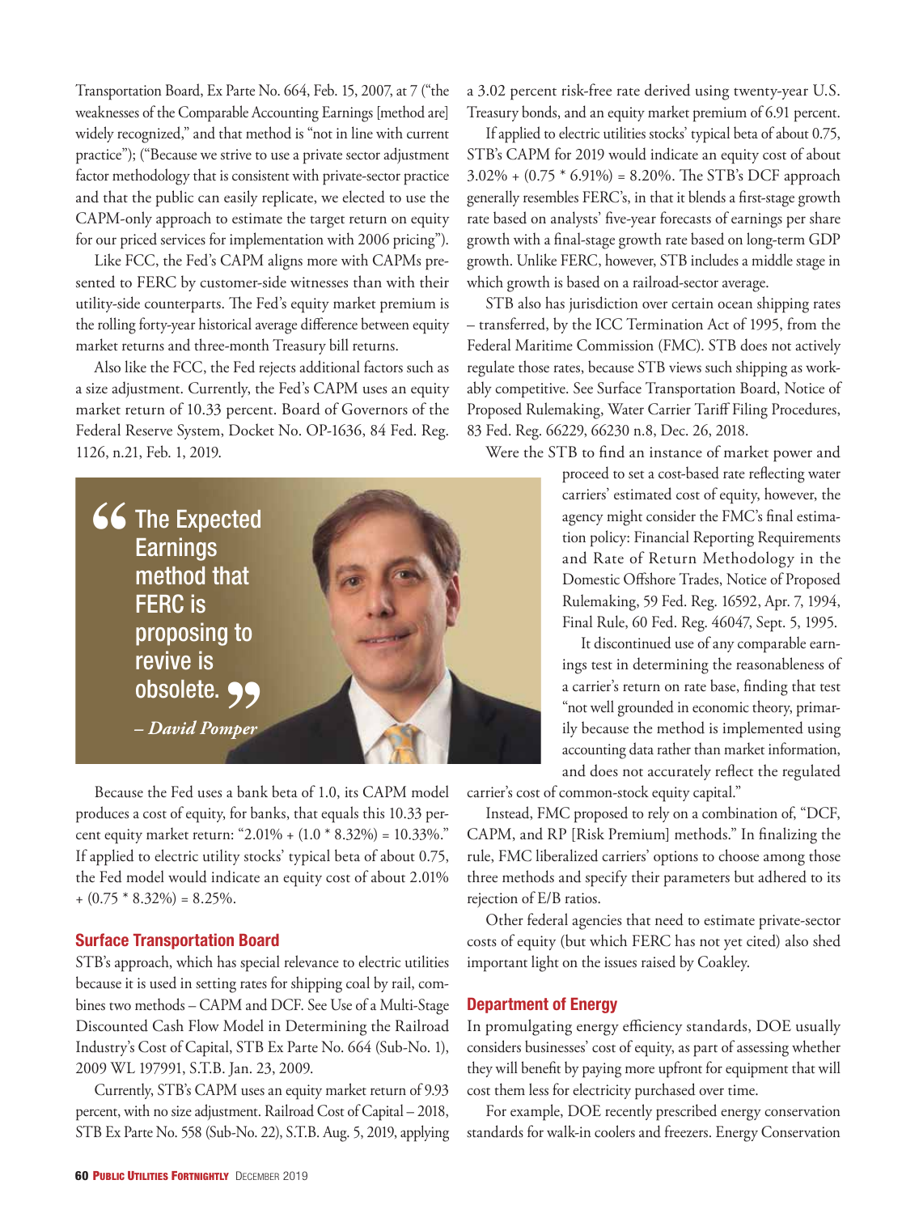Transportation Board, Ex Parte No. 664, Feb. 15, 2007, at 7 ("the weaknesses of the Comparable Accounting Earnings [method are] widely recognized," and that method is "not in line with current practice"); ("Because we strive to use a private sector adjustment factor methodology that is consistent with private-sector practice and that the public can easily replicate, we elected to use the CAPM-only approach to estimate the target return on equity for our priced services for implementation with 2006 pricing").

Like FCC, the Fed's CAPM aligns more with CAPMs presented to FERC by customer-side witnesses than with their utility-side counterparts. The Fed's equity market premium is the rolling forty-year historical average difference between equity market returns and three-month Treasury bill returns.

Also like the FCC, the Fed rejects additional factors such as a size adjustment. Currently, the Fed's CAPM uses an equity market return of 10.33 percent. Board of Governors of the Federal Reserve System, Docket No. OP-1636, 84 Fed. Reg. 1126, n.21, Feb. 1, 2019.

> "The Expected Earnings method that FERC is proposing to revive is obsolete."
>
> *– David Pomper*

Because the Fed uses a bank beta of 1.0, its CAPM model produces a cost of equity, for banks, that equals this 10.33 percent equity market return: "2.01% + (1.0 * 8.32%) = 10.33%." If applied to electric utility stocks' typical beta of about 0.75, the Fed model would indicate an equity cost of about 2.01% + (0.75 * 8.32%) = 8.25%.

## Surface Transportation Board

STB's approach, which has special relevance to electric utilities because it is used in setting rates for shipping coal by rail, combines two methods – CAPM and DCF. See Use of a Multi-Stage Discounted Cash Flow Model in Determining the Railroad Industry's Cost of Capital, STB Ex Parte No. 664 (Sub-No. 1), 2009 WL 197991, S.T.B. Jan. 23, 2009.

Currently, STB's CAPM uses an equity market return of 9.93 percent, with no size adjustment. Railroad Cost of Capital – 2018, STB Ex Parte No. 558 (Sub-No. 22), S.T.B. Aug. 5, 2019, applying a 3.02 percent risk-free rate derived using twenty-year U.S. Treasury bonds, and an equity market premium of 6.91 percent.

If applied to electric utilities stocks' typical beta of about 0.75, STB's CAPM for 2019 would indicate an equity cost of about 3.02% + (0.75 * 6.91%) = 8.20%. The STB's DCF approach generally resembles FERC's, in that it blends a first-stage growth rate based on analysts' five-year forecasts of earnings per share growth with a final-stage growth rate based on long-term GDP growth. Unlike FERC, however, STB includes a middle stage in which growth is based on a railroad-sector average.

STB also has jurisdiction over certain ocean shipping rates – transferred, by the ICC Termination Act of 1995, from the Federal Maritime Commission (FMC). STB does not actively regulate those rates, because STB views such shipping as workably competitive. See Surface Transportation Board, Notice of Proposed Rulemaking, Water Carrier Tariff Filing Procedures, 83 Fed. Reg. 66229, 66230 n.8, Dec. 26, 2018.

Were the STB to find an instance of market power and proceed to set a cost-based rate reflecting water carriers' estimated cost of equity, however, the agency might consider the FMC's final estimation policy: Financial Reporting Requirements and Rate of Return Methodology in the Domestic Offshore Trades, Notice of Proposed Rulemaking, 59 Fed. Reg. 16592, Apr. 7, 1994, Final Rule, 60 Fed. Reg. 46047, Sept. 5, 1995.

It discontinued use of any comparable earnings test in determining the reasonableness of a carrier's return on rate base, finding that test "not well grounded in economic theory, primarily because the method is implemented using accounting data rather than market information, and does not accurately reflect the regulated carrier's cost of common-stock equity capital."

Instead, FMC proposed to rely on a combination of, "DCF, CAPM, and RP [Risk Premium] methods." In finalizing the rule, FMC liberalized carriers' options to choose among those three methods and specify their parameters but adhered to its rejection of E/B ratios.

Other federal agencies that need to estimate private-sector costs of equity (but which FERC has not yet cited) also shed important light on the issues raised by Coakley.

## Department of Energy

In promulgating energy efficiency standards, DOE usually considers businesses' cost of equity, as part of assessing whether they will benefit by paying more upfront for equipment that will cost them less for electricity purchased over time.

For example, DOE recently prescribed energy conservation standards for walk-in coolers and freezers. Energy Conservation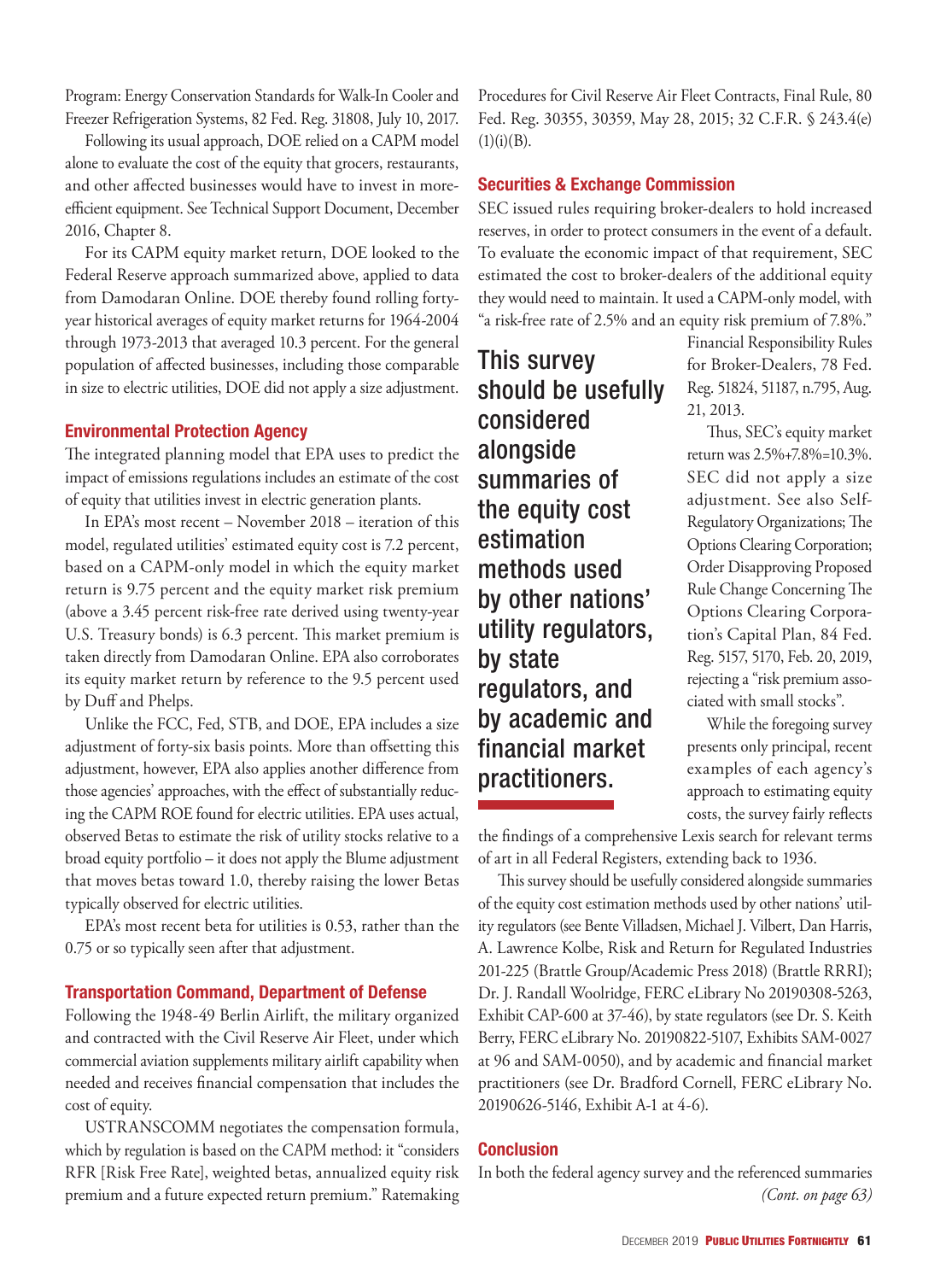Program: Energy Conservation Standards for Walk-In Cooler and Freezer Refrigeration Systems, 82 Fed. Reg. 31808, July 10, 2017.

Following its usual approach, DOE relied on a CAPM model alone to evaluate the cost of the equity that grocers, restaurants, and other affected businesses would have to invest in more-efficient equipment. See Technical Support Document, December 2016, Chapter 8.

For its CAPM equity market return, DOE looked to the Federal Reserve approach summarized above, applied to data from Damodaran Online. DOE thereby found rolling forty-year historical averages of equity market returns for 1964-2004 through 1973-2013 that averaged 10.3 percent. For the general population of affected businesses, including those comparable in size to electric utilities, DOE did not apply a size adjustment.

### Environmental Protection Agency

The integrated planning model that EPA uses to predict the impact of emissions regulations includes an estimate of the cost of equity that utilities invest in electric generation plants.

In EPA's most recent – November 2018 – iteration of this model, regulated utilities' estimated equity cost is 7.2 percent, based on a CAPM-only model in which the equity market return is 9.75 percent and the equity market risk premium (above a 3.45 percent risk-free rate derived using twenty-year U.S. Treasury bonds) is 6.3 percent. This market premium is taken directly from Damodaran Online. EPA also corroborates its equity market return by reference to the 9.5 percent used by Duff and Phelps.

Unlike the FCC, Fed, STB, and DOE, EPA includes a size adjustment of forty-six basis points. More than offsetting this adjustment, however, EPA also applies another difference from those agencies' approaches, with the effect of substantially reducing the CAPM ROE found for electric utilities. EPA uses actual, observed Betas to estimate the risk of utility stocks relative to a broad equity portfolio – it does not apply the Blume adjustment that moves betas toward 1.0, thereby raising the lower Betas typically observed for electric utilities.

EPA's most recent beta for utilities is 0.53, rather than the 0.75 or so typically seen after that adjustment.

### Transportation Command, Department of Defense

Following the 1948-49 Berlin Airlift, the military organized and contracted with the Civil Reserve Air Fleet, under which commercial aviation supplements military airlift capability when needed and receives financial compensation that includes the cost of equity.

USTRANSCOMM negotiates the compensation formula, which by regulation is based on the CAPM method: it "considers RFR [Risk Free Rate], weighted betas, annualized equity risk premium and a future expected return premium." Ratemaking Procedures for Civil Reserve Air Fleet Contracts, Final Rule, 80 Fed. Reg. 30355, 30359, May 28, 2015; 32 C.F.R. § 243.4(e)(1)(i)(B).

### Securities & Exchange Commission

SEC issued rules requiring broker-dealers to hold increased reserves, in order to protect consumers in the event of a default. To evaluate the economic impact of that requirement, SEC estimated the cost to broker-dealers of the additional equity they would need to maintain. It used a CAPM-only model, with "a risk-free rate of 2.5% and an equity risk premium of 7.8%." Financial Responsibility Rules for Broker-Dealers, 78 Fed. Reg. 51824, 51187, n.795, Aug. 21, 2013.

Thus, SEC's equity market return was 2.5%+7.8%=10.3%. SEC did not apply a size adjustment. See also Self-Regulatory Organizations; The Options Clearing Corporation; Order Disapproving Proposed Rule Change Concerning The Options Clearing Corporation's Capital Plan, 84 Fed. Reg. 5157, 5170, Feb. 20, 2019, rejecting a "risk premium associated with small stocks".

While the foregoing survey presents only principal, recent examples of each agency's approach to estimating equity costs, the survey fairly reflects the findings of a comprehensive Lexis search for relevant terms of art in all Federal Registers, extending back to 1936.

This survey should be usefully considered alongside summaries of the equity cost estimation methods used by other nations' utility regulators (see Bente Villadsen, Michael J. Vilbert, Dan Harris, A. Lawrence Kolbe, Risk and Return for Regulated Industries 201-225 (Brattle Group/Academic Press 2018) (Brattle RRRI); Dr. J. Randall Woolridge, FERC eLibrary No 20190308-5263, Exhibit CAP-600 at 37-46), by state regulators (see Dr. S. Keith Berry, FERC eLibrary No. 20190822-5107, Exhibits SAM-0027 at 96 and SAM-0050), and by academic and financial market practitioners (see Dr. Bradford Cornell, FERC eLibrary No. 20190626-5146, Exhibit A-1 at 4-6).

### Conclusion

In both the federal agency survey and the referenced summaries *(Cont. on page 63)*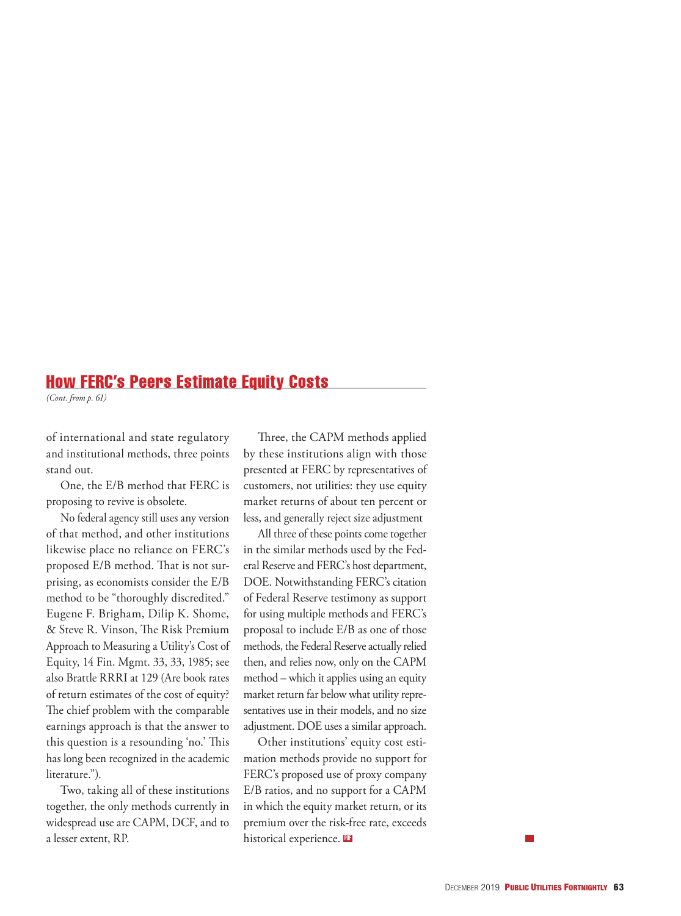## How FERC's Peers Estimate Equity Costs

*(Cont. from p. 61)*

of international and state regulatory and institutional methods, three points stand out.

One, the E/B method that FERC is proposing to revive is obsolete.

No federal agency still uses any version of that method, and other institutions likewise place no reliance on FERC's proposed E/B method. That is not surprising, as economists consider the E/B method to be "thoroughly discredited." Eugene F. Brigham, Dilip K. Shome, & Steve R. Vinson, The Risk Premium Approach to Measuring a Utility's Cost of Equity, 14 Fin. Mgmt. 33, 33, 1985; see also Brattle RRRI at 129 (Are book rates of return estimates of the cost of equity? The chief problem with the comparable earnings approach is that the answer to this question is a resounding 'no.' This has long been recognized in the academic literature.").

Two, taking all of these institutions together, the only methods currently in widespread use are CAPM, DCF, and to a lesser extent, RP.

Three, the CAPM methods applied by these institutions align with those presented at FERC by representatives of customers, not utilities: they use equity market returns of about ten percent or less, and generally reject size adjustment

All three of these points come together in the similar methods used by the Federal Reserve and FERC's host department, DOE. Notwithstanding FERC's citation of Federal Reserve testimony as support for using multiple methods and FERC's proposal to include E/B as one of those methods, the Federal Reserve actually relied then, and relies now, only on the CAPM method – which it applies using an equity market return far below what utility representatives use in their models, and no size adjustment. DOE uses a similar approach.

Other institutions' equity cost estimation methods provide no support for FERC's proposed use of proxy company E/B ratios, and no support for a CAPM in which the equity market return, or its premium over the risk-free rate, exceeds historical experience.